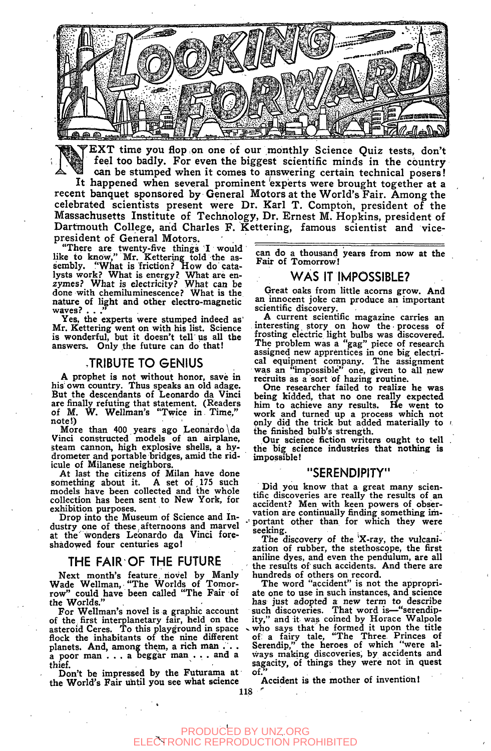# LOOKING FORWARD

NEXT time you flop on one of our monthly Science Quiz tests, don't feel too badly. For even the biggest scientific minds in the country can be stumped when it comes to answering certain technical posers!

It happened when several prominent experts were brought together at a recent banquet sponsored by General Motors at the World's Fair. Among the celebrated scientists present were Dr. Karl T. Compton, president of the Massachusetts Institute of Technology, Dr. Ernest M. Hopkins, president of Dartmouth College, and Charles F. Kettering, famous scientist and vice-president of General Motors.

"There are twenty-five things I would like to know," Mr. Kettering told the assembly. "What is friction? How do catalysts work? What is energy? What are enzymes? What is electricity? What can be done with chemiluminescence? What is the nature of light and other electro-magnetic waves? . . ."

Yes, the experts were stumped indeed as Mr. Kettering went on with his list. Science is wonderful, but it doesn't tell us all the answers. Only the future can do that!

## TRIBUTE TO GENIUS

A prophet is not without honor, save in his own country. Thus speaks an old adage. But the descendants of Leonardo da Vinci are finally refuting that statement. (Readers of M. W. Wellman's "Twice in Time," note!)

More than 400 years ago Leonardo da Vinci constructed models of an airplane, steam cannon, high explosive shells, a hydrometer and portable bridges, amid the ridicule of Milanese neighbors.

At last the citizens of Milan have done something about it. A set of 175 such models have been collected and the whole collection has been sent to New York, for exhibition purposes.

Drop into the Museum of Science and Industry one of these afternoons and marvel at the wonders Leonardo da Vinci foreshadowed four centuries ago!

## THE FAIR OF THE FUTURE

Next month's feature novel by Manly Wade Wellman, "The Worlds of Tomorrow" could have been called "The Fair of the Worlds."

For Wellman's novel is a graphic account of the first interplanetary fair, held on the asteroid Ceres. To this playground in space flock the inhabitants of the nine different planets. And, among them, a rich man . . . a poor man . . . a beggar man . . . and a thief.

Don't be impressed by the Futurama at the World's Fair until you see what science can do a thousand years from now at the Fair of Tomorrow!

## WAS IT IMPOSSIBLE?

Great oaks from little acorns grow. And an innocent joke can produce an important scientific discovery.

A current scientific magazine carries an interesting story on how the process of frosting electric light bulbs was discovered. The problem was a "gag" piece of research assigned new apprentices in one big electrical equipment company. The assignment was an "impossible" one, given to all new recruits as a sort of hazing routine.

One researcher failed to realize he was being kidded, that no one really expected him to achieve any results. He went to work and turned up a process which not only did the trick but added materially to the finished bulb's strength.

Our science fiction writers ought to tell the big science industries that nothing is impossible!

## "SERENDIPITY"

Did you know that a great many scientific discoveries are really the results of an accident? Men with keen powers of observation are continually finding something important other than for which they were seeking.

The discovery of the X-ray, the vulcanization of rubber, the stethoscope, the first aniline dyes, and even the pendulum, are all the results of such accidents. And there are hundreds of others on record.

The word "accident" is not the appropriate one to use in such instances, and science has just adopted a new term to describe such discoveries. That word is—"serendipity," and it was coined by Horace Walpole who says that he formed it upon the title of a fairy tale, "The Three Princes of Serendip," the heroes of which "were always making discoveries, by accidents and sagacity, of things they were not in quest of."

Accident is the mother of invention!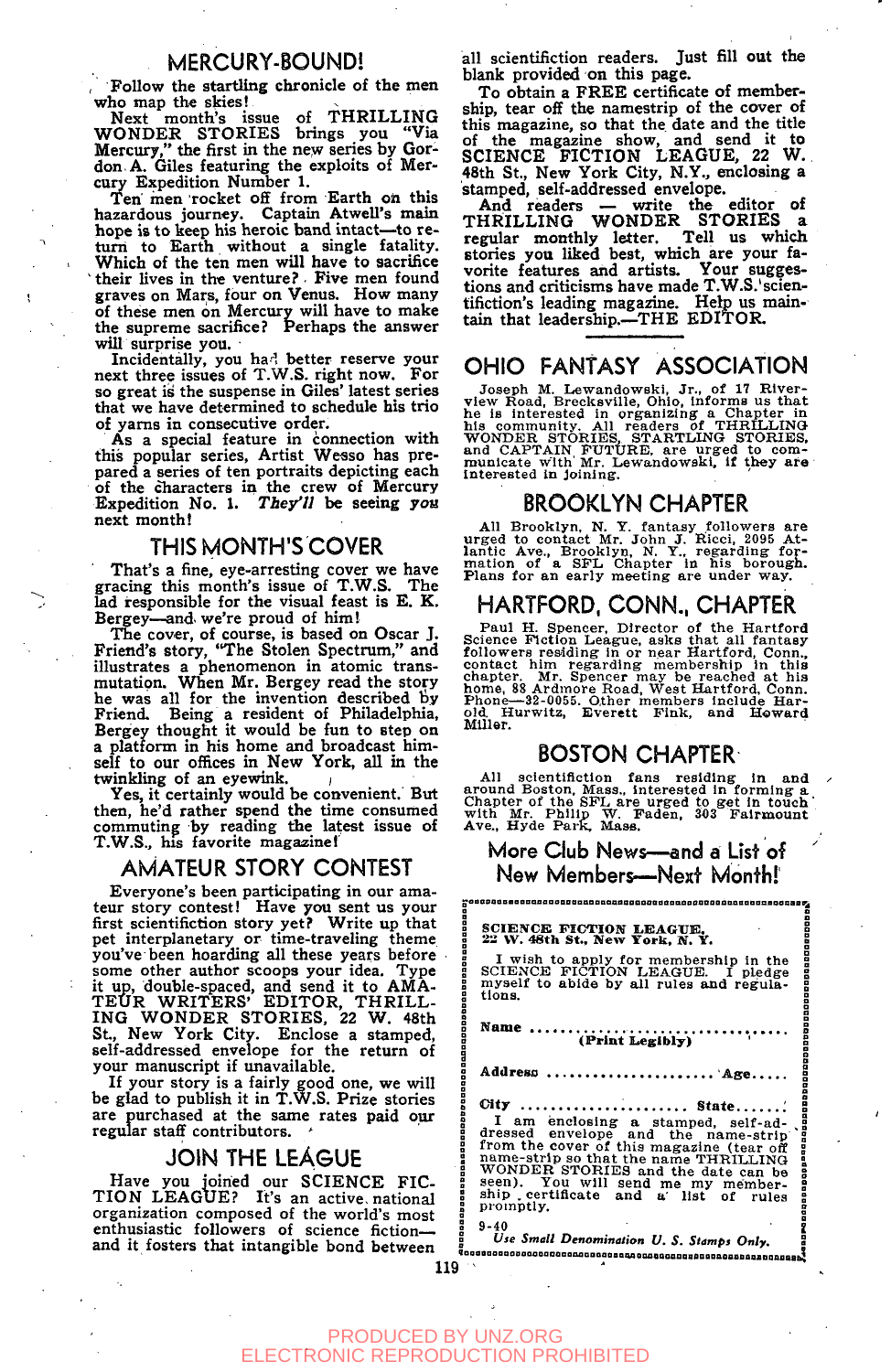## MERCURY-BOUND!

Follow the startling chronicle of the men who map the skies!

Next month's issue of THRILLING WONDER STORIES brings you "Via Mercury," the first in the new series by Gordon A. Giles featuring the exploits of Mercury Expedition Number 1.

Ten men rocket off from Earth on this hazardous journey. Captain Atwell's main hope is to keep his heroic band intact—to return to Earth without a single fatality. Which of the ten men will have to sacrifice their lives in the venture? Five men found graves on Mars, four on Venus. How many of these men on Mercury will have to make the supreme sacrifice? Perhaps the answer will surprise you.

Incidentally, you had better reserve your next three issues of T.W.S. right now. For so great is the suspense in Giles' latest series that we have determined to schedule his trio of yarns in consecutive order.

As a special feature in connection with this popular series, Artist Wesso has prepared a series of ten portraits depicting each of the characters in the crew of Mercury Expedition No. 1. *They'll* be seeing *you* next month!

## THIS MONTH'S COVER

That's a fine, eye-arresting cover we have gracing this month's issue of T.W.S. The lad responsible for the visual feast is E. K. Bergey—and we're proud of him!

The cover, of course, is based on Oscar J. Friend's story, "The Stolen Spectrum," and illustrates a phenomenon in atomic transmutation. When Mr. Bergey read the story he was all for the invention described by Friend. Being a resident of Philadelphia, Bergey thought it would be fun to step on a platform in his home and broadcast himself to our offices in New York, all in the twinkling of an eyewink.

Yes, it certainly would be convenient. But then, he'd rather spend the time consumed commuting by reading the latest issue of T.W.S., his favorite magazine!

## AMATEUR STORY CONTEST

Everyone's been participating in our amateur story contest! Have you sent us your first scientifiction story yet? Write up that pet interplanetary or time-traveling theme you've been hoarding all these years before some other author scoops your idea. Type it up, double-spaced, and send it to AMATEUR WRITERS' EDITOR, THRILLING WONDER STORIES, 22 W. 48th St., New York City. Enclose a stamped, self-addressed envelope for the return of your manuscript if unavailable.

If your story is a fairly good one, we will be glad to publish it in T.W.S. Prize stories are purchased at the same rates paid our regular staff contributors.

## JOIN THE LEAGUE

Have you joined our SCIENCE FICTION LEAGUE? It's an active national organization composed of the world's most enthusiastic followers of science fiction—and it fosters that intangible bond between all scientifiction readers. Just fill out the blank provided on this page.

To obtain a FREE certificate of membership, tear off the namestrip of the cover of this magazine, so that the date and the title of the magazine show, and send it to SCIENCE FICTION LEAGUE, 22 W. 48th St., New York City, N.Y., enclosing a stamped, self-addressed envelope.

And readers — write the editor of THRILLING WONDER STORIES a regular monthly letter. Tell us which stories you liked best, which are your favorite features and artists. Your suggestions and criticisms have made T.W.S.' scientifiction's leading magazine. Help us maintain that leadership.—THE EDITOR.

## OHIO FANTASY ASSOCIATION

Joseph M. Lewandowski, Jr., of 17 Riverview Road, Brecksville, Ohio, informs us that he is interested in organizing a Chapter in his community. All readers of THRILLING WONDER STORIES, STARTLING STORIES, and CAPTAIN FUTURE, are urged to communicate with Mr. Lewandowski, if they are interested in joining.

## BROOKLYN CHAPTER

All Brooklyn, N. Y. fantasy followers are urged to contact Mr. John J. Ricci, 2095 Atlantic Ave., Brooklyn, N. Y., regarding formation of a SFL Chapter in his borough. Plans for an early meeting are under way.

## HARTFORD, CONN., CHAPTER

Paul H. Spencer, Director of the Hartford Science Fiction League, asks that all fantasy followers residing in or near Hartford, Conn., contact him regarding membership in this chapter. Mr. Spencer may be reached at his home, 88 Ardmore Road, West Hartford, Conn. Phone—32-0055. Other members include Harold Hurwitz, Everett Fink, and Howard Miller.

## BOSTON CHAPTER

All scientifiction fans residing in and around Boston, Mass., interested in forming a Chapter of the SFL are urged to get in touch with Mr. Philip W. Faden, 303 Fairmount Ave., Hyde Park, Mass.

## More Club News—and a List of New Members—Next Month!

---

**SCIENCE FICTION LEAGUE,**
**22 W. 48th St., New York, N. Y.**

I wish to apply for membership in the SCIENCE FICTION LEAGUE. I pledge myself to abide by all rules and regulations.

**Name** ..................................
**(Print Legibly)**

**Address** ...................... **Age**.....

**City** ...................... **State**.......

I am enclosing a stamped, self-addressed envelope and the name-strip from the cover of this magazine (tear off name-strip so that the name THRILLING WONDER STORIES and the date can be seen). You will send me my membership certificate and a list of rules promptly.

9-40

*Use Small Denomination U. S. Stamps Only.*

---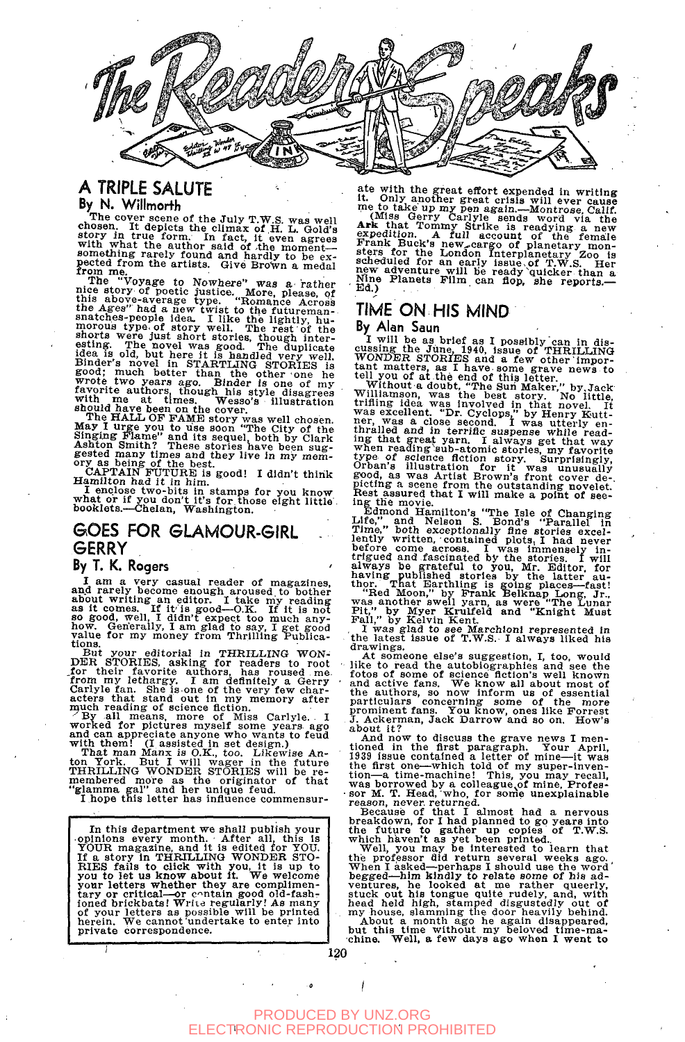# The Reader Speaks

## A TRIPLE SALUTE

### By N. Willmorth

The cover scene of the July T.W.S. was well chosen. It depicts the climax of H. L. Gold's story in true form. In fact, it even agrees with what the author said of the moment—something rarely found and hardly to be expected from the artists. Give Brown a medal from me.

The "Voyage to Nowhere" was a rather nice story of poetic justice. More, please, of this above-average type. "Romance Across the Ages" had a new twist to the futureman-snatches-people idea. I like the lightly, humorous type of story well. The rest of the shorts were just short stories, though interesting. The novel was good. The duplicate idea is old, but here it is handled very well. Binder's novel in STARTLING STORIES is good; much better than the other one he wrote two years ago. Binder is one of my favorite authors, though his style disagrees with me at times. Wesso's illustration should have been on the cover.

The HALL OF FAME story was well chosen. May I urge you to use soon "The City of the Singing Flame" and its sequel, both by Clark Ashton Smith? These stories have been suggested many times and they live in my memory as being of the best.

CAPTAIN FUTURE is good! I didn't think Hamilton had it in him.

I enclose two-bits in stamps for you know what or if you don't it's for those eight little booklets.—*Chelan, Washington.*

## GOES FOR GLAMOUR-GIRL GERRY

### By T. K. Rogers

I am a very casual reader of magazines, and rarely become enough aroused to bother about writing an editor. I take my reading as it comes. If it is good—O.K. If it is not so good, well, I didn't expect too much anyhow. Generally, I am glad to say, I get good value for my money from Thrilling Publications.

But your editorial in *THRILLING WONDER STORIES*, asking for readers to root for their favorite authors, has roused me from my lethargy. I am definitely a Gerry Carlyle fan. She is one of the very few characters that stand out in my memory after much reading of science fiction.

By all means, more of Miss Carlyle. I worked for pictures myself some years ago and can appreciate anyone who wants to feud with them! (I assisted in set design.)

That man Manx is O.K., too. Likewise Anton York. But I will wager in the future THRILLING WONDER STORIES will be remembered more as the originator of that "glamma gal" and her unique feud.

I hope this letter has influence commensurate with the great effort expended in writing it. Only another great crisis will ever cause me to take up my pen again.—*Montrose, Calif.*

(Miss Gerry Carlyle sends word via the **Ark** that Tommy Strike is readying a new *expedition*. A full account of the female Frank Buck's new cargo of planetary monsters for the London Interplanetary Zoo is scheduled for an early issue of T.W.S. Her new adventure will be ready quicker than a Nine Planets Film can flop, she reports.—*Ed.*)

> In this department we shall publish your opinions every month. After all, this is YOUR magazine, and it is edited for YOU. If a story in THRILLING WONDER STORIES fails to click with you, it is up to you to let us know about it. We welcome your letters whether they are complimentary or critical—or contain good old-fashioned brickbats! Write regularly! As many of your letters as possible will be printed herein. We cannot undertake to enter into private correspondence.

## TIME ON HIS MIND

### By Alan Saun

I will be as brief as I possibly can in discussing the June, 1940, issue of THRILLING WONDER STORIES and a few other important matters, as I have some grave news to tell you of at the end of this letter.

Without a doubt, "The Sun Maker," by Jack Williamson, was the best story. No little, trifling idea was involved in that novel. It was excellent. "Dr. Cyclops," by Henry Kuttner, was a close second. I was utterly enthralled and in terrific suspense while reading that great yarn. I always get that way when reading sub-atomic stories, my favorite type of science fiction story. Surprisingly, Orban's illustration for it was unusually good, as was Artist Brown's front cover depicting a scene from the outstanding novelet. Rest assured that I will make a point of seeing the movie.

Edmond Hamilton's "The Isle of Changing Life," and Nelson S. Bond's "Parallel in Time," both exceptionally fine stories excellently written, contained plots, I had never before come across. I was immensely intrigued and fascinated by the stories. I will always be grateful to you, Mr. Editor, for having published stories by the latter author. That Earthling is going places—fast! "Red Moon," by Frank Belknap Long, Jr., was another swell yarn, as were "The Lunar Pit," by Myer Krulfeld and "Knight Must Fall," by Kelvin Kent.

I was glad to see *Marchioni* represented in the latest issue of T.W.S. I always liked his drawings.

At someone else's suggestion, I, too, would like to read the autobiographies and see the fotos of some of science fiction's well known and active fans. We know all about most of the authors, so now inform us of essential particulars concerning some of the more prominent fans. You know, ones like Forrest J. Ackerman, Jack Darrow and so on. How's about it?

And now to discuss the grave news I mentioned in the first paragraph. Your April, 1939 issue contained a letter of mine—it was the first one—which told of my super-invention—a time-machine! This, you may recall, was borrowed by a colleague of mine, Professor M. T. Head, who, for some unexplainable *reason, never returned.*

Because of that I almost had a nervous breakdown, for I had planned to go years into the future to gather up copies of T.W.S. which haven't as yet been printed.

Well, you may be interested to learn that the professor did return several weeks ago. When I asked—perhaps I should use the word begged—him kindly to relate some of his adventures, he looked at me rather queerly, stuck out his tongue quite rudely, and, with head held high, stamped disgustedly out of my house, slamming the door heavily behind.

About a month ago he again disappeared, but this time without my beloved time-machine. Well, a few days ago when I went to